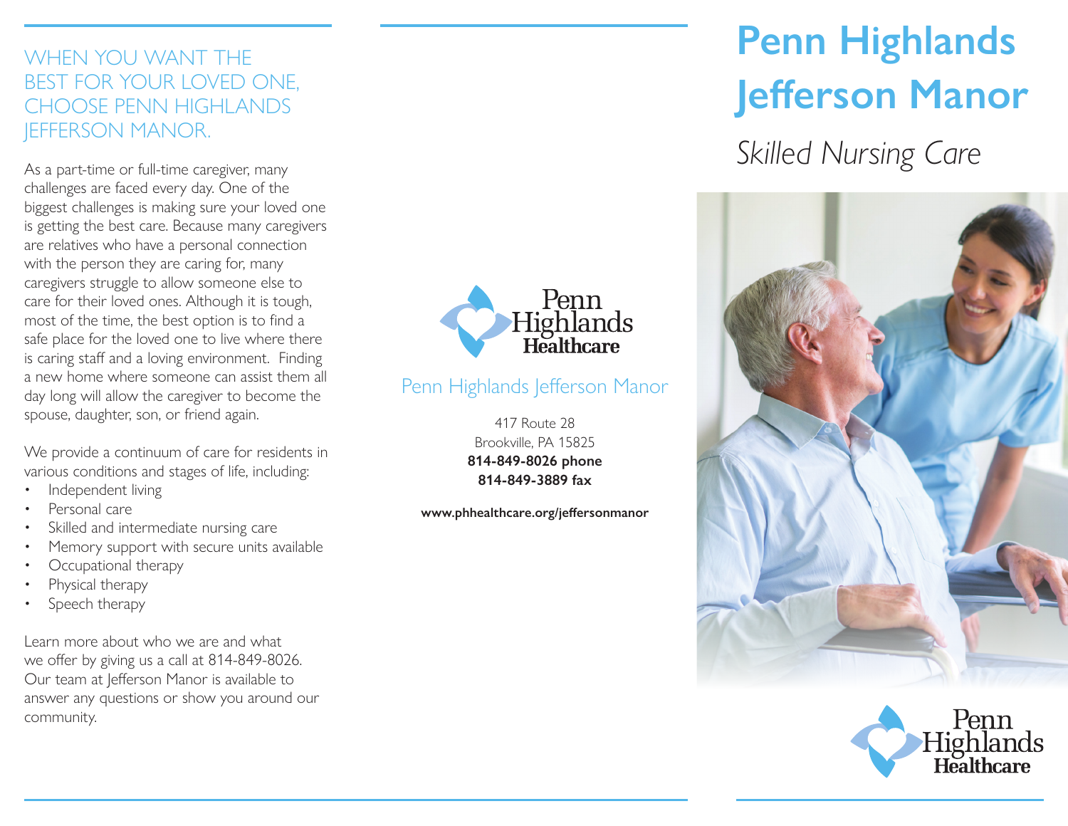## WHEN YOU WANT THE BEST FOR YOUR LOVED ONE, CHOOSE PENN HIGHLANDS JEFFERSON MANOR.

As a part-time or full-time caregiver, many challenges are faced every day. One of the biggest challenges is making sure your loved one is getting the best care. Because many caregivers are relatives who have a personal connection with the person they are caring for, many caregivers struggle to allow someone else to care for their loved ones. Although it is tough, most of the time, the best option is to find a safe place for the loved one to live where there is caring staff and a loving environment. Finding a new home where someone can assist them all day long will allow the caregiver to become the spouse, daughter, son, or friend again.

We provide a continuum of care for residents in various conditions and stages of life, including:

- Independent living
- Personal care
- Skilled and intermediate nursing care
- Memory support with secure units available
- Occupational therapy
- Physical therapy
- Speech therapy

Learn more about who we are and what we offer by giving us a call at 814-849-8026. Our team at Jefferson Manor is available to answer any questions or show you around our community.

Penn Highlands Healthcare

Penn Highlands Jefferson Manor

417 Route 28
Brookville, PA 15825
**814-849-8026 phone**
**814-849-3889 fax**

**www.phhealthcare.org/jeffersonmanor**

# Penn Highlands Jefferson Manor

*Skilled Nursing Care*

Penn Highlands Healthcare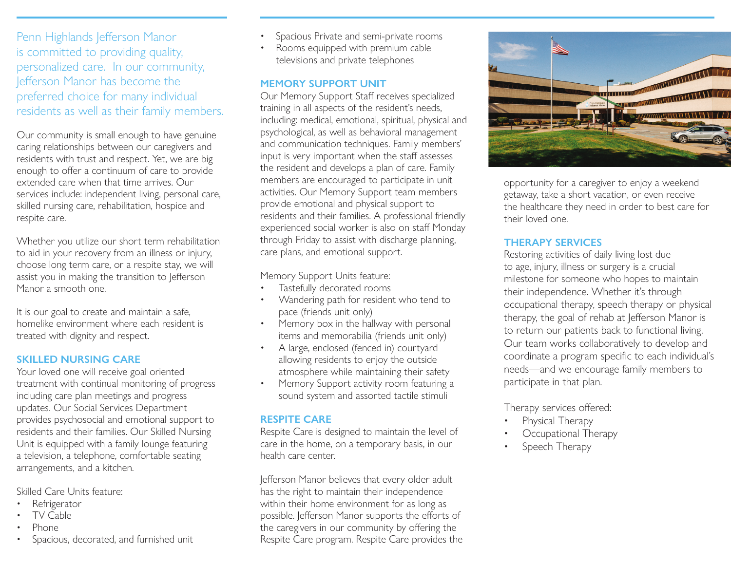Penn Highlands Jefferson Manor is committed to providing quality, personalized care. In our community, Jefferson Manor has become the preferred choice for many individual residents as well as their family members.

Our community is small enough to have genuine caring relationships between our caregivers and residents with trust and respect. Yet, we are big enough to offer a continuum of care to provide extended care when that time arrives. Our services include: independent living, personal care, skilled nursing care, rehabilitation, hospice and respite care.

Whether you utilize our short term rehabilitation to aid in your recovery from an illness or injury, choose long term care, or a respite stay, we will assist you in making the transition to Jefferson Manor a smooth one.

It is our goal to create and maintain a safe, homelike environment where each resident is treated with dignity and respect.

## SKILLED NURSING CARE

Your loved one will receive goal oriented treatment with continual monitoring of progress including care plan meetings and progress updates. Our Social Services Department provides psychosocial and emotional support to residents and their families. Our Skilled Nursing Unit is equipped with a family lounge featuring a television, a telephone, comfortable seating arrangements, and a kitchen.

Skilled Care Units feature:

- Refrigerator
- TV Cable
- Phone
- Spacious, decorated, and furnished unit
- Spacious Private and semi-private rooms
- Rooms equipped with premium cable televisions and private telephones

## MEMORY SUPPORT UNIT

Our Memory Support Staff receives specialized training in all aspects of the resident's needs, including: medical, emotional, spiritual, physical and psychological, as well as behavioral management and communication techniques. Family members' input is very important when the staff assesses the resident and develops a plan of care. Family members are encouraged to participate in unit activities. Our Memory Support team members provide emotional and physical support to residents and their families. A professional friendly experienced social worker is also on staff Monday through Friday to assist with discharge planning, care plans, and emotional support.

Memory Support Units feature:

- Tastefully decorated rooms
- Wandering path for resident who tend to pace (friends unit only)
- Memory box in the hallway with personal items and memorabilia (friends unit only)
- A large, enclosed (fenced in) courtyard allowing residents to enjoy the outside atmosphere while maintaining their safety
- Memory Support activity room featuring a sound system and assorted tactile stimuli

## RESPITE CARE

Respite Care is designed to maintain the level of care in the home, on a temporary basis, in our health care center.

Jefferson Manor believes that every older adult has the right to maintain their independence within their home environment for as long as possible. Jefferson Manor supports the efforts of the caregivers in our community by offering the Respite Care program. Respite Care provides the opportunity for a caregiver to enjoy a weekend getaway, take a short vacation, or even receive the healthcare they need in order to best care for their loved one.

## THERAPY SERVICES

Restoring activities of daily living lost due to age, injury, illness or surgery is a crucial milestone for someone who hopes to maintain their independence. Whether it's through occupational therapy, speech therapy or physical therapy, the goal of rehab at Jefferson Manor is to return our patients back to functional living. Our team works collaboratively to develop and coordinate a program specific to each individual's needs—and we encourage family members to participate in that plan.

Therapy services offered:

- Physical Therapy
- Occupational Therapy
- Speech Therapy